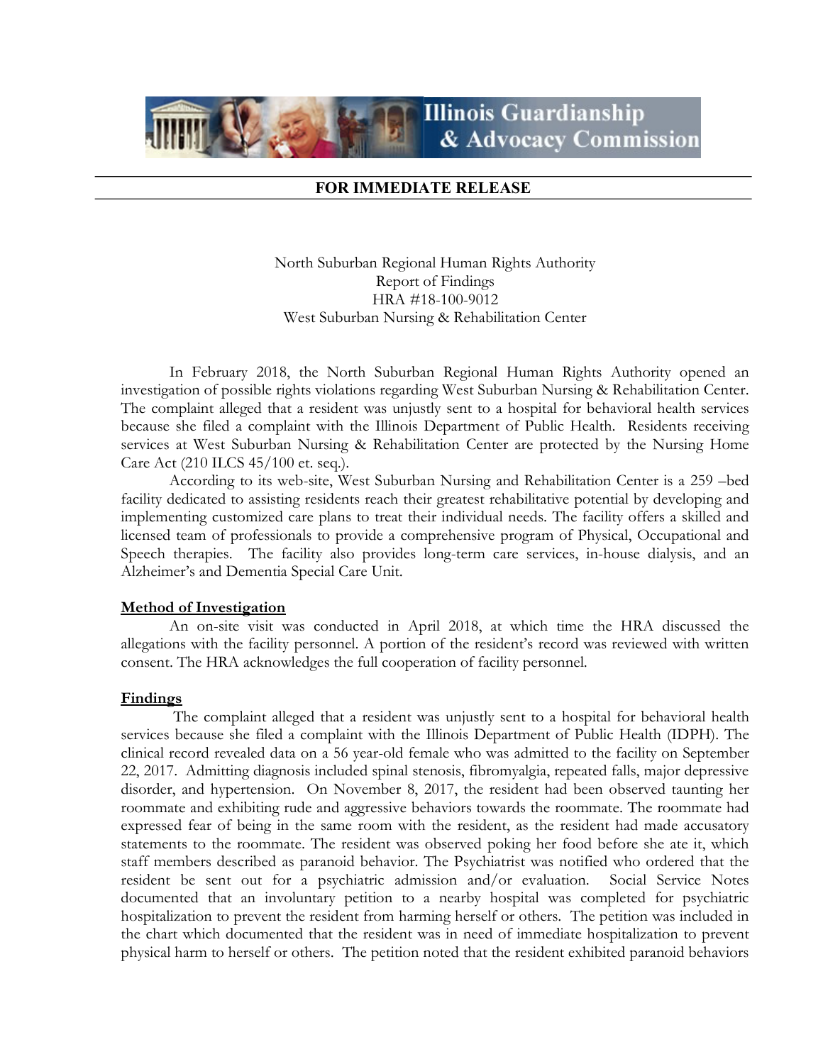Illinois Guardianship & Advocacy Commission

**FOR IMMEDIATE RELEASE**

North Suburban Regional Human Rights Authority
Report of Findings
HRA #18-100-9012
West Suburban Nursing & Rehabilitation Center

In February 2018, the North Suburban Regional Human Rights Authority opened an investigation of possible rights violations regarding West Suburban Nursing & Rehabilitation Center. The complaint alleged that a resident was unjustly sent to a hospital for behavioral health services because she filed a complaint with the Illinois Department of Public Health. Residents receiving services at West Suburban Nursing & Rehabilitation Center are protected by the Nursing Home Care Act (210 ILCS 45/100 et. seq.).

According to its web-site, West Suburban Nursing and Rehabilitation Center is a 259 –bed facility dedicated to assisting residents reach their greatest rehabilitative potential by developing and implementing customized care plans to treat their individual needs. The facility offers a skilled and licensed team of professionals to provide a comprehensive program of Physical, Occupational and Speech therapies. The facility also provides long-term care services, in-house dialysis, and an Alzheimer's and Dementia Special Care Unit.

## Method of Investigation

An on-site visit was conducted in April 2018, at which time the HRA discussed the allegations with the facility personnel. A portion of the resident's record was reviewed with written consent. The HRA acknowledges the full cooperation of facility personnel.

## Findings

The complaint alleged that a resident was unjustly sent to a hospital for behavioral health services because she filed a complaint with the Illinois Department of Public Health (IDPH). The clinical record revealed data on a 56 year-old female who was admitted to the facility on September 22, 2017. Admitting diagnosis included spinal stenosis, fibromyalgia, repeated falls, major depressive disorder, and hypertension. On November 8, 2017, the resident had been observed taunting her roommate and exhibiting rude and aggressive behaviors towards the roommate. The roommate had expressed fear of being in the same room with the resident, as the resident had made accusatory statements to the roommate. The resident was observed poking her food before she ate it, which staff members described as paranoid behavior. The Psychiatrist was notified who ordered that the resident be sent out for a psychiatric admission and/or evaluation. Social Service Notes documented that an involuntary petition to a nearby hospital was completed for psychiatric hospitalization to prevent the resident from harming herself or others. The petition was included in the chart which documented that the resident was in need of immediate hospitalization to prevent physical harm to herself or others. The petition noted that the resident exhibited paranoid behaviors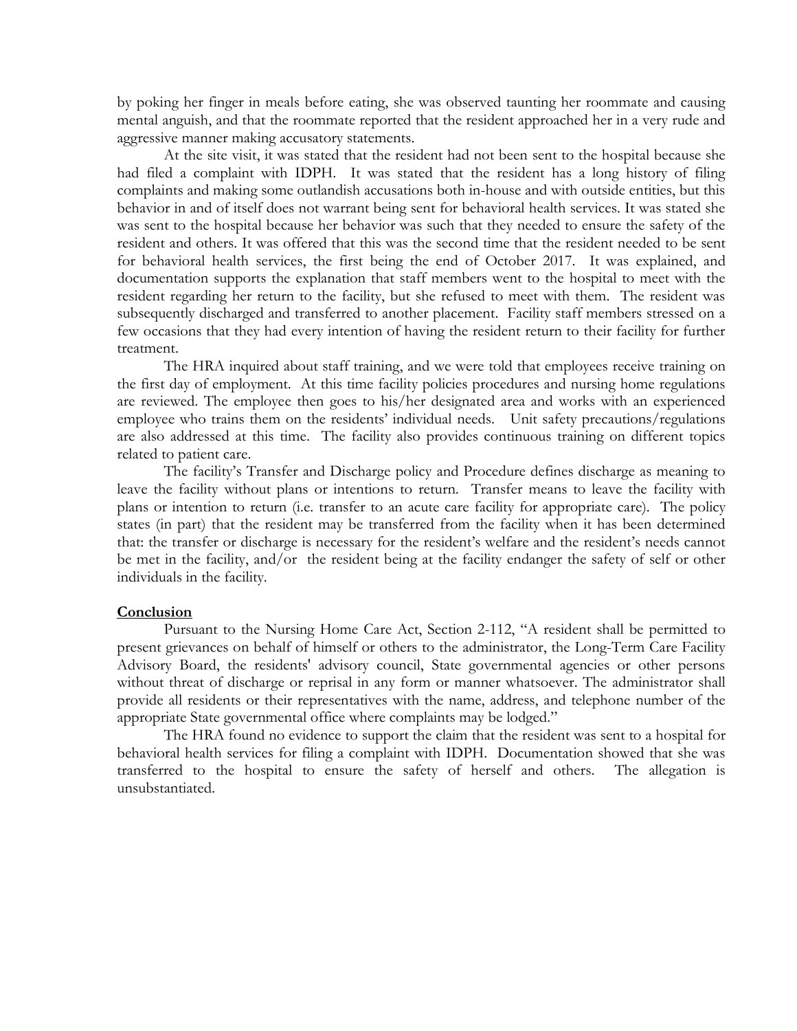by poking her finger in meals before eating, she was observed taunting her roommate and causing mental anguish, and that the roommate reported that the resident approached her in a very rude and aggressive manner making accusatory statements.

At the site visit, it was stated that the resident had not been sent to the hospital because she had filed a complaint with IDPH. It was stated that the resident has a long history of filing complaints and making some outlandish accusations both in-house and with outside entities, but this behavior in and of itself does not warrant being sent for behavioral health services. It was stated she was sent to the hospital because her behavior was such that they needed to ensure the safety of the resident and others. It was offered that this was the second time that the resident needed to be sent for behavioral health services, the first being the end of October 2017. It was explained, and documentation supports the explanation that staff members went to the hospital to meet with the resident regarding her return to the facility, but she refused to meet with them. The resident was subsequently discharged and transferred to another placement. Facility staff members stressed on a few occasions that they had every intention of having the resident return to their facility for further treatment.

The HRA inquired about staff training, and we were told that employees receive training on the first day of employment. At this time facility policies procedures and nursing home regulations are reviewed. The employee then goes to his/her designated area and works with an experienced employee who trains them on the residents' individual needs. Unit safety precautions/regulations are also addressed at this time. The facility also provides continuous training on different topics related to patient care.

The facility's Transfer and Discharge policy and Procedure defines discharge as meaning to leave the facility without plans or intentions to return. Transfer means to leave the facility with plans or intention to return (i.e. transfer to an acute care facility for appropriate care). The policy states (in part) that the resident may be transferred from the facility when it has been determined that: the transfer or discharge is necessary for the resident's welfare and the resident's needs cannot be met in the facility, and/or the resident being at the facility endanger the safety of self or other individuals in the facility.

## Conclusion

Pursuant to the Nursing Home Care Act, Section 2-112, "A resident shall be permitted to present grievances on behalf of himself or others to the administrator, the Long-Term Care Facility Advisory Board, the residents' advisory council, State governmental agencies or other persons without threat of discharge or reprisal in any form or manner whatsoever. The administrator shall provide all residents or their representatives with the name, address, and telephone number of the appropriate State governmental office where complaints may be lodged."

The HRA found no evidence to support the claim that the resident was sent to a hospital for behavioral health services for filing a complaint with IDPH. Documentation showed that she was transferred to the hospital to ensure the safety of herself and others. The allegation is unsubstantiated.